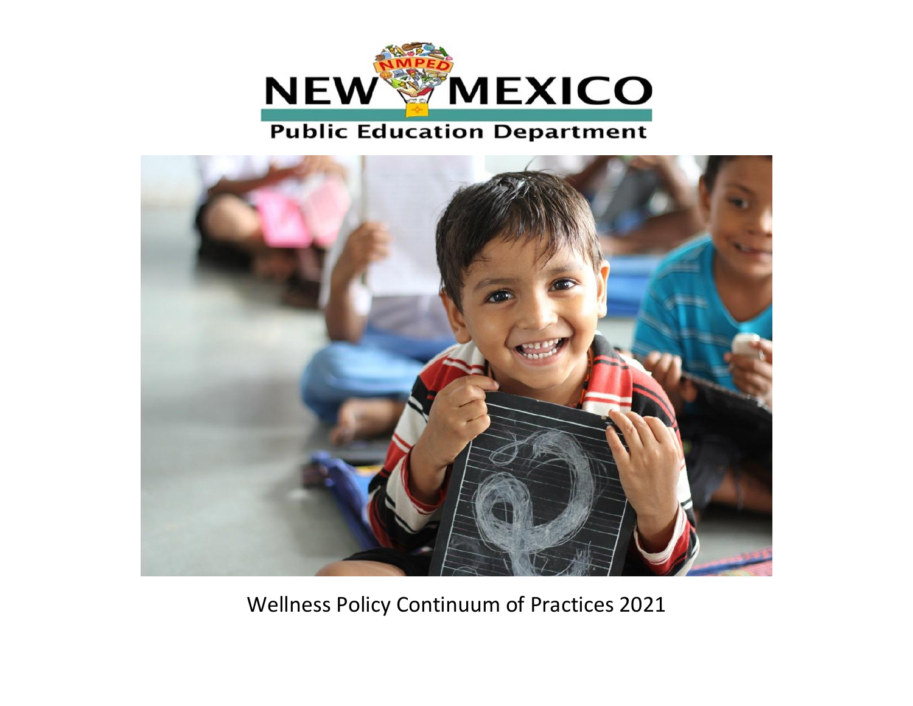# NEW MEXICO

## Public Education Department

Wellness Policy Continuum of Practices 2021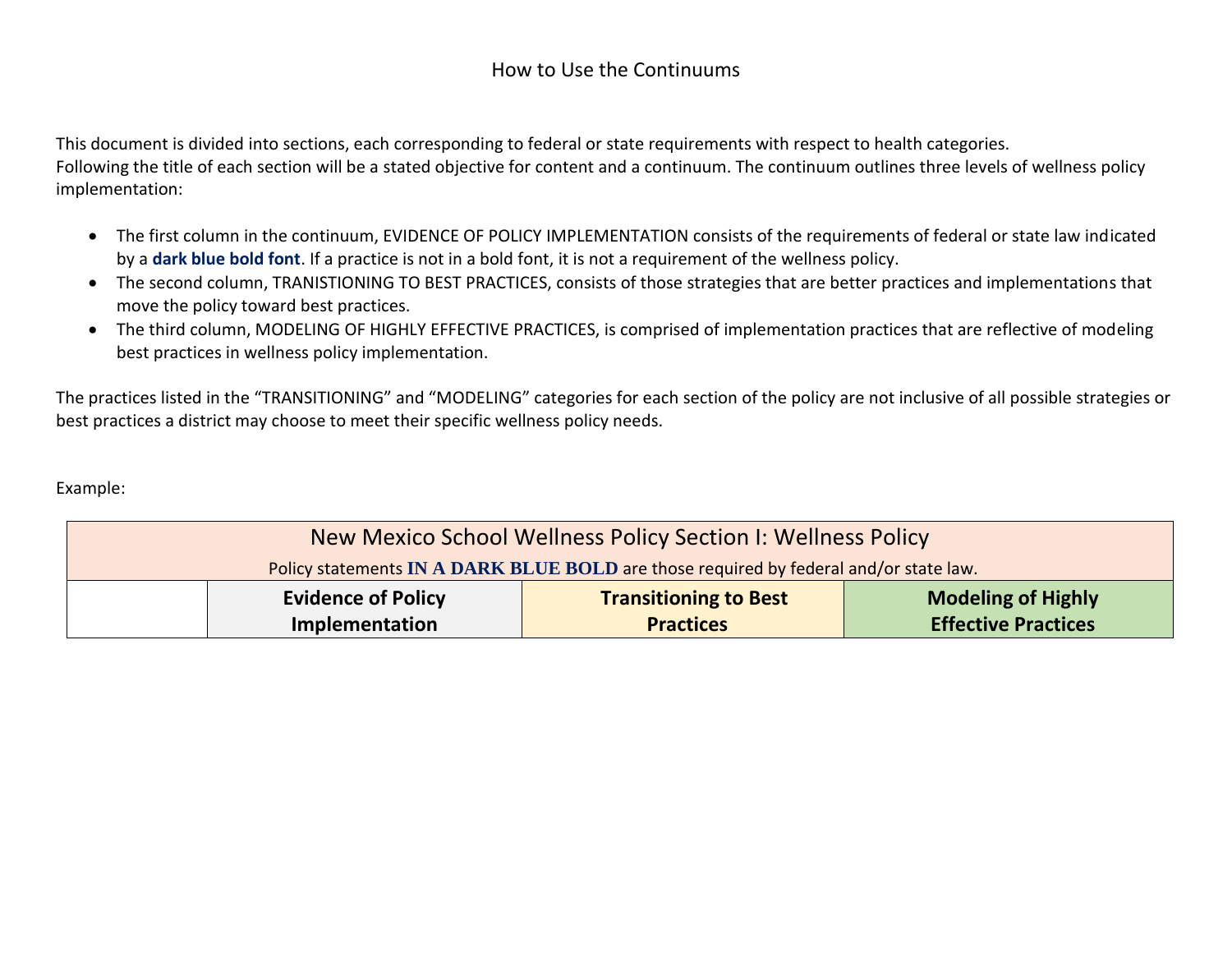# How to Use the Continuums

This document is divided into sections, each corresponding to federal or state requirements with respect to health categories. Following the title of each section will be a stated objective for content and a continuum. The continuum outlines three levels of wellness policy implementation:

- The first column in the continuum, EVIDENCE OF POLICY IMPLEMENTATION consists of the requirements of federal or state law indicated by a **dark blue bold font**. If a practice is not in a bold font, it is not a requirement of the wellness policy.
- The second column, TRANISTIONING TO BEST PRACTICES, consists of those strategies that are better practices and implementations that move the policy toward best practices.
- The third column, MODELING OF HIGHLY EFFECTIVE PRACTICES, is comprised of implementation practices that are reflective of modeling best practices in wellness policy implementation.

The practices listed in the "TRANSITIONING" and "MODELING" categories for each section of the policy are not inclusive of all possible strategies or best practices a district may choose to meet their specific wellness policy needs.

Example:

| New Mexico School Wellness Policy Section I: Wellness Policy<br>Policy statements **IN A DARK BLUE BOLD** are those required by federal and/or state law. | | | |
|---|---|---|---|
| | **Evidence of Policy Implementation** | **Transitioning to Best Practices** | **Modeling of Highly Effective Practices** |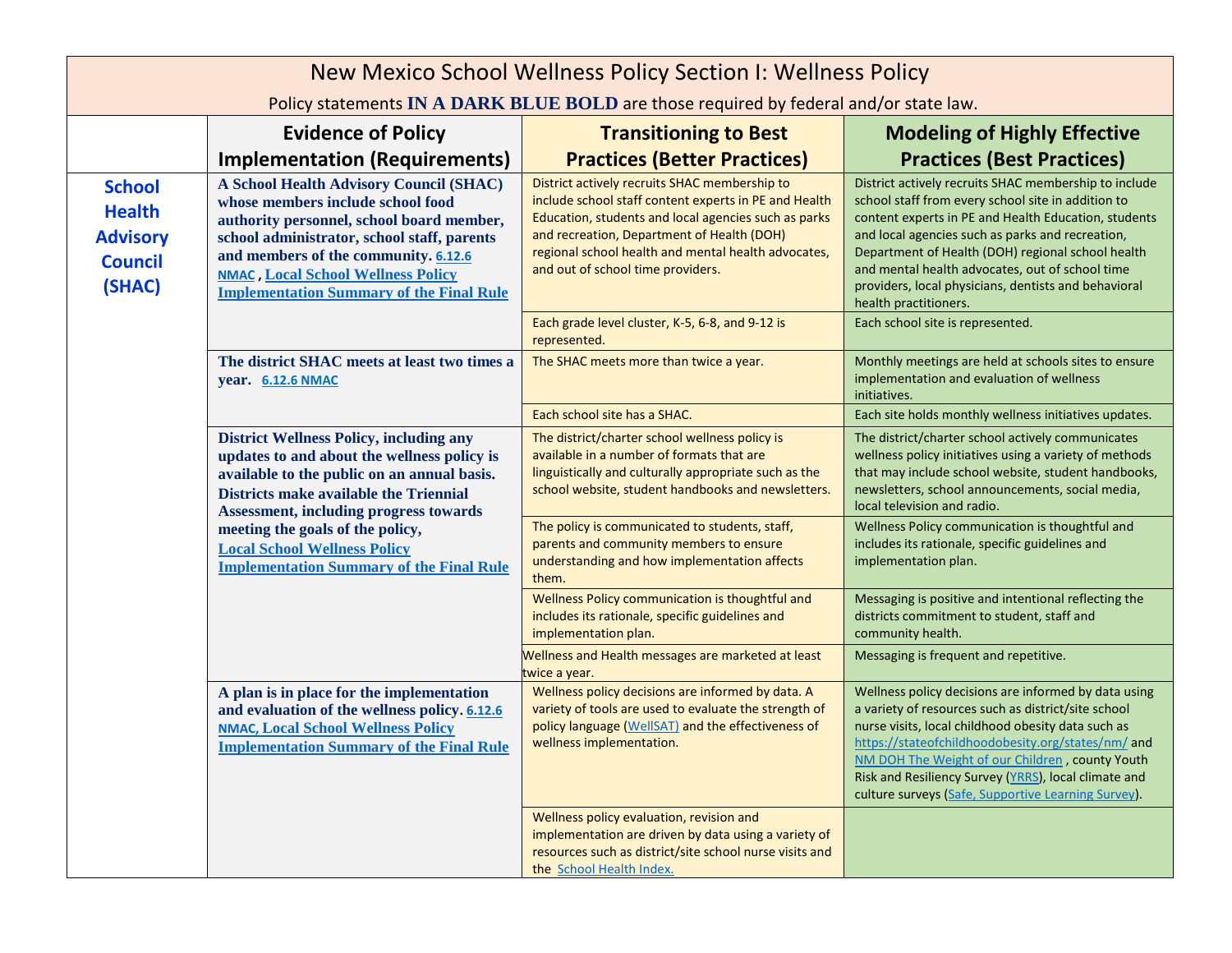# New Mexico School Wellness Policy Section I: Wellness Policy

Policy statements **IN A DARK BLUE BOLD** are those required by federal and/or state law.

| | Evidence of Policy Implementation (Requirements) | Transitioning to Best Practices (Better Practices) | Modeling of Highly Effective Practices (Best Practices) |
|---|---|---|---|
| **School Health Advisory Council (SHAC)** | **A School Health Advisory Council (SHAC) whose members include school food authority personnel, school board member, school administrator, school staff, parents and members of the community.** 6.12.6 NMAC , Local School Wellness Policy Implementation Summary of the Final Rule | District actively recruits SHAC membership to include school staff content experts in PE and Health Education, students and local agencies such as parks and recreation, Department of Health (DOH) regional school health and mental health advocates, and out of school time providers. | District actively recruits SHAC membership to include school staff from every school site in addition to content experts in PE and Health Education, students and local agencies such as parks and recreation, Department of Health (DOH) regional school health and mental health advocates, out of school time providers, local physicians, dentists and behavioral health practitioners. |
| | | Each grade level cluster, K-5, 6-8, and 9-12 is represented. | Each school site is represented. |
| | **The district SHAC meets at least two times a year.** 6.12.6 NMAC | The SHAC meets more than twice a year. | Monthly meetings are held at schools sites to ensure implementation and evaluation of wellness initiatives. |
| | | Each school site has a SHAC. | Each site holds monthly wellness initiatives updates. |
| | **District Wellness Policy, including any updates to and about the wellness policy is available to the public on an annual basis. Districts make available the Triennial Assessment, including progress towards meeting the goals of the policy,** Local School Wellness Policy Implementation Summary of the Final Rule | The district/charter school wellness policy is available in a number of formats that are linguistically and culturally appropriate such as the school website, student handbooks and newsletters. | The district/charter school actively communicates wellness policy initiatives using a variety of methods that may include school website, student handbooks, newsletters, school announcements, social media, local television and radio. |
| | | The policy is communicated to students, staff, parents and community members to ensure understanding and how implementation affects them. | Wellness Policy communication is thoughtful and includes its rationale, specific guidelines and implementation plan. |
| | | Wellness Policy communication is thoughtful and includes its rationale, specific guidelines and implementation plan. | Messaging is positive and intentional reflecting the districts commitment to student, staff and community health. |
| | | Wellness and Health messages are marketed at least twice a year. | Messaging is frequent and repetitive. |
| | **A plan is in place for the implementation and evaluation of the wellness policy.** 6.12.6 NMAC, Local School Wellness Policy Implementation Summary of the Final Rule | Wellness policy decisions are informed by data. A variety of tools are used to evaluate the strength of policy language (WellSAT) and the effectiveness of wellness implementation. | Wellness policy decisions are informed by data using a variety of resources such as district/site school nurse visits, local childhood obesity data such as https://stateofchildhoodobesity.org/states/nm/ and NM DOH The Weight of our Children , county Youth Risk and Resiliency Survey (YRRS), local climate and culture surveys (Safe, Supportive Learning Survey). |
| | | Wellness policy evaluation, revision and implementation are driven by data using a variety of resources such as district/site school nurse visits and the School Health Index. | |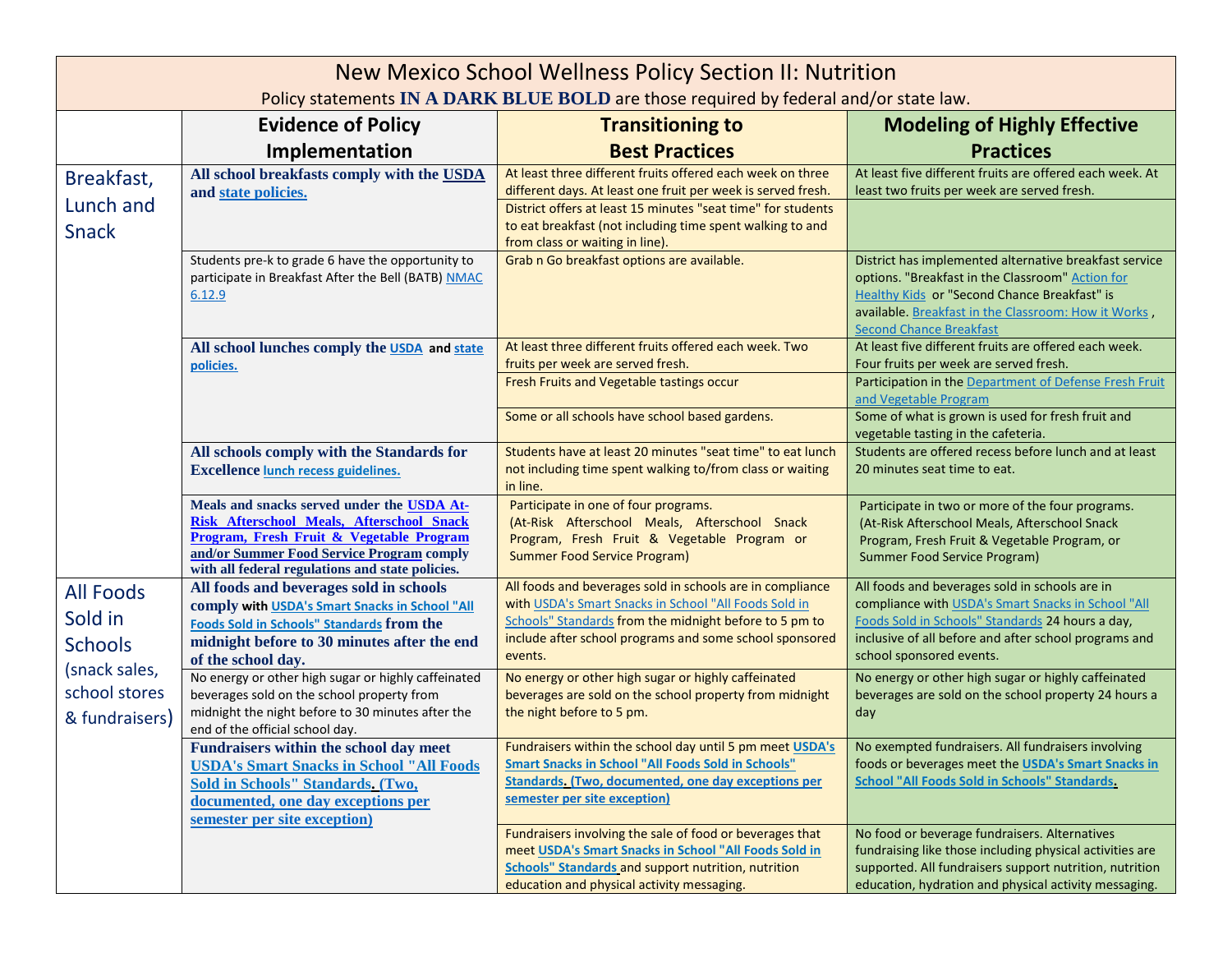# New Mexico School Wellness Policy Section II: Nutrition

Policy statements **IN A DARK BLUE BOLD** are those required by federal and/or state law.

| | Evidence of Policy Implementation | Transitioning to Best Practices | Modeling of Highly Effective Practices |
|---|---|---|---|
| Breakfast, Lunch and Snack | **All school breakfasts comply with the USDA and state policies.** | At least three different fruits offered each week on three different days. At least one fruit per week is served fresh. | At least five different fruits are offered each week. At least two fruits per week are served fresh. |
| | | District offers at least 15 minutes "seat time" for students to eat breakfast (not including time spent walking to and from class or waiting in line). | |
| | Students pre-k to grade 6 have the opportunity to participate in Breakfast After the Bell (BATB) NMAC 6.12.9 | Grab n Go breakfast options are available. | District has implemented alternative breakfast service options. "Breakfast in the Classroom" Action for Healthy Kids or "Second Chance Breakfast" is available. Breakfast in the Classroom: How it Works , Second Chance Breakfast |
| | **All school lunches comply the USDA and state policies.** | At least three different fruits offered each week. Two fruits per week are served fresh. | At least five different fruits are offered each week. Four fruits per week are served fresh. |
| | | Fresh Fruits and Vegetable tastings occur | Participation in the Department of Defense Fresh Fruit and Vegetable Program |
| | | Some or all schools have school based gardens. | Some of what is grown is used for fresh fruit and vegetable tasting in the cafeteria. |
| | **All schools comply with the Standards for Excellence lunch recess guidelines.** | Students have at least 20 minutes "seat time" to eat lunch not including time spent walking to/from class or waiting in line. | Students are offered recess before lunch and at least 20 minutes seat time to eat. |
| | **Meals and snacks served under the USDA At-Risk Afterschool Meals, Afterschool Snack Program, Fresh Fruit & Vegetable Program and/or Summer Food Service Program comply with all federal regulations and state policies.** | Participate in one of four programs. (At-Risk Afterschool Meals, Afterschool Snack Program, Fresh Fruit & Vegetable Program or Summer Food Service Program) | Participate in two or more of the four programs. (At-Risk Afterschool Meals, Afterschool Snack Program, Fresh Fruit & Vegetable Program, or Summer Food Service Program) |
| All Foods Sold in Schools (snack sales, school stores & fundraisers) | **All foods and beverages sold in schools comply with USDA's Smart Snacks in School "All Foods Sold in Schools" Standards from the midnight before to 30 minutes after the end of the school day.** | All foods and beverages sold in schools are in compliance with USDA's Smart Snacks in School "All Foods Sold in Schools" Standards from the midnight before to 5 pm to include after school programs and some school sponsored events. | All foods and beverages sold in schools are in compliance with USDA's Smart Snacks in School "All Foods Sold in Schools" Standards 24 hours a day, inclusive of all before and after school programs and school sponsored events. |
| | No energy or other high sugar or highly caffeinated beverages sold on the school property from midnight the night before to 30 minutes after the end of the official school day. | No energy or other high sugar or highly caffeinated beverages are sold on the school property from midnight the night before to 5 pm. | No energy or other high sugar or highly caffeinated beverages are sold on the school property 24 hours a day |
| | **Fundraisers within the school day meet USDA's Smart Snacks in School "All Foods Sold in Schools" Standards. (Two, documented, one day exceptions per semester per site exception)** | Fundraisers within the school day until 5 pm meet **USDA's Smart Snacks in School "All Foods Sold in Schools" Standards. (Two, documented, one day exceptions per semester per site exception)** | No exempted fundraisers. All fundraisers involving foods or beverages meet the **USDA's Smart Snacks in School "All Foods Sold in Schools" Standards.** |
| | | Fundraisers involving the sale of food or beverages that meet **USDA's Smart Snacks in School "All Foods Sold in Schools" Standards** and support nutrition, nutrition education and physical activity messaging. | No food or beverage fundraisers. Alternatives fundraising like those including physical activities are supported. All fundraisers support nutrition, nutrition education, hydration and physical activity messaging. |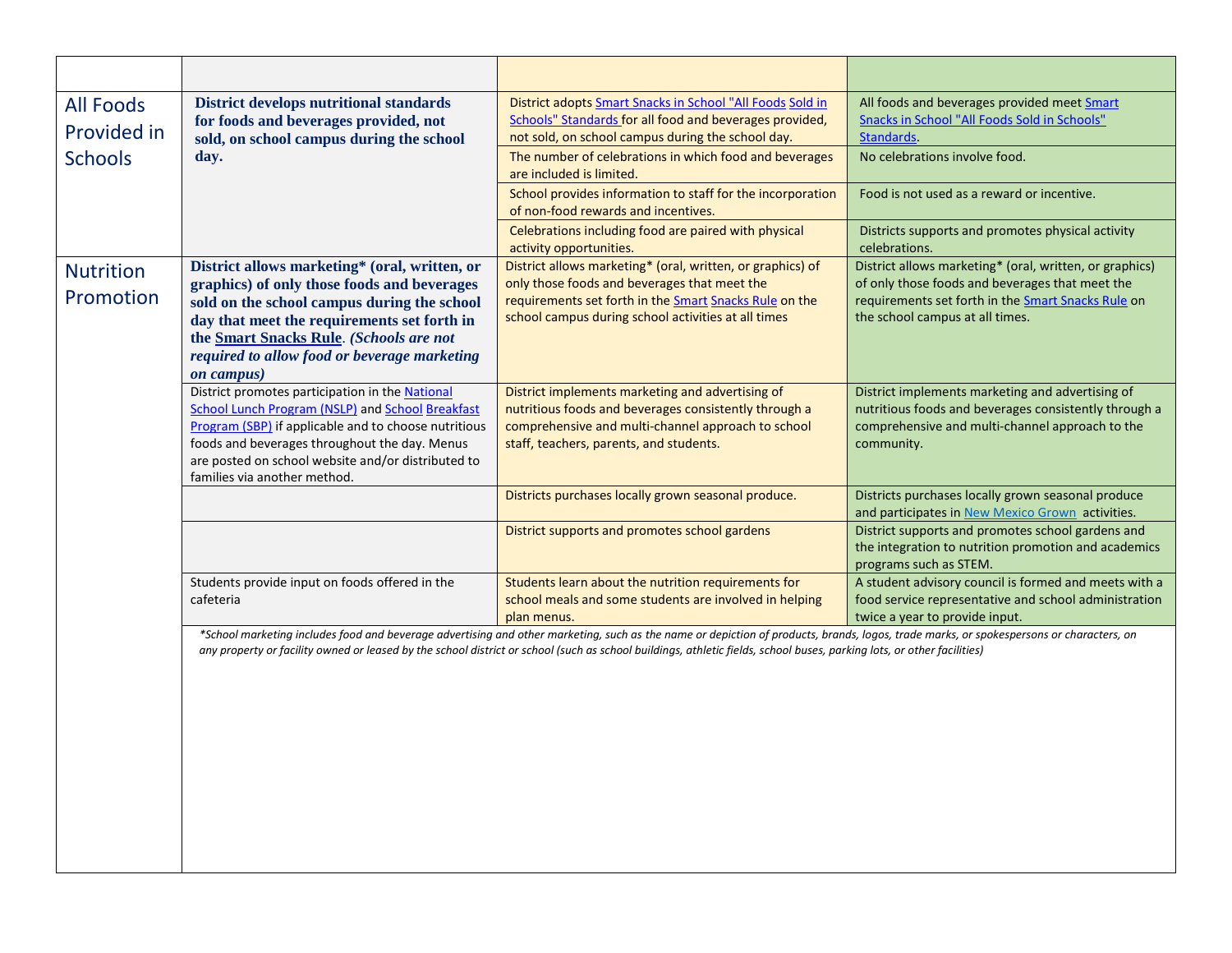| | | | |
|---|---|---|---|
| All Foods Provided in Schools | **District develops nutritional standards for foods and beverages provided, not sold, on school campus during the school day.** | District adopts Smart Snacks in School "All Foods Sold in Schools" Standards for all food and beverages provided, not sold, on school campus during the school day. | All foods and beverages provided meet Smart Snacks in School "All Foods Sold in Schools" Standards. |
| | | The number of celebrations in which food and beverages are included is limited. | No celebrations involve food. |
| | | School provides information to staff for the incorporation of non-food rewards and incentives. | Food is not used as a reward or incentive. |
| | | Celebrations including food are paired with physical activity opportunities. | Districts supports and promotes physical activity celebrations. |
| Nutrition Promotion | **District allows marketing* (oral, written, or graphics) of only those foods and beverages sold on the school campus during the school day that meet the requirements set forth in the Smart Snacks Rule. *(Schools are not required to allow food or beverage marketing on campus)*** | District allows marketing* (oral, written, or graphics) of only those foods and beverages that meet the requirements set forth in the Smart Snacks Rule on the school campus during school activities at all times | District allows marketing* (oral, written, or graphics) of only those foods and beverages that meet the requirements set forth in the Smart Snacks Rule on the school campus at all times. |
| | District promotes participation in the National School Lunch Program (NSLP) and School Breakfast Program (SBP) if applicable and to choose nutritious foods and beverages throughout the day. Menus are posted on school website and/or distributed to families via another method. | District implements marketing and advertising of nutritious foods and beverages consistently through a comprehensive and multi-channel approach to school staff, teachers, parents, and students. | District implements marketing and advertising of nutritious foods and beverages consistently through a comprehensive and multi-channel approach to the community. |
| | | Districts purchases locally grown seasonal produce. | Districts purchases locally grown seasonal produce and participates in New Mexico Grown activities. |
| | | District supports and promotes school gardens | District supports and promotes school gardens and the integration to nutrition promotion and academics programs such as STEM. |
| | Students provide input on foods offered in the cafeteria | Students learn about the nutrition requirements for school meals and some students are involved in helping plan menus. | A student advisory council is formed and meets with a food service representative and school administration twice a year to provide input. |

**School marketing includes food and beverage advertising and other marketing, such as the name or depiction of products, brands, logos, trade marks, or spokespersons or characters, on any property or facility owned or leased by the school district or school (such as school buildings, athletic fields, school buses, parking lots, or other facilities)*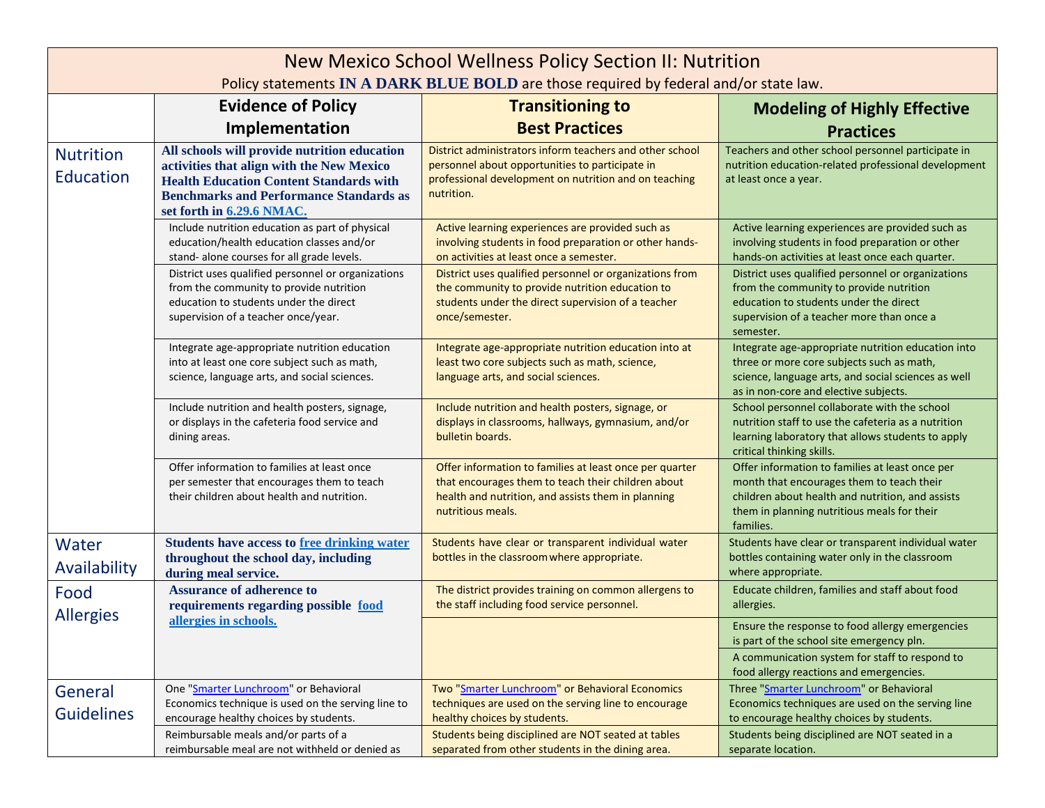# New Mexico School Wellness Policy Section II: Nutrition

Policy statements **IN A DARK BLUE BOLD** are those required by federal and/or state law.

| | Evidence of Policy Implementation | Transitioning to Best Practices | Modeling of Highly Effective Practices |
|---|---|---|---|
| Nutrition Education | **All schools will provide nutrition education activities that align with the New Mexico Health Education Content Standards with Benchmarks and Performance Standards as set forth in 6.29.6 NMAC.** | District administrators inform teachers and other school personnel about opportunities to participate in professional development on nutrition and on teaching nutrition. | Teachers and other school personnel participate in nutrition education-related professional development at least once a year. |
| | Include nutrition education as part of physical education/health education classes and/or stand- alone courses for all grade levels. | Active learning experiences are provided such as involving students in food preparation or other hands-on activities at least once a semester. | Active learning experiences are provided such as involving students in food preparation or other hands-on activities at least once each quarter. |
| | District uses qualified personnel or organizations from the community to provide nutrition education to students under the direct supervision of a teacher once/year. | District uses qualified personnel or organizations from the community to provide nutrition education to students under the direct supervision of a teacher once/semester. | District uses qualified personnel or organizations from the community to provide nutrition education to students under the direct supervision of a teacher more than once a semester. |
| | Integrate age-appropriate nutrition education into at least one core subject such as math, science, language arts, and social sciences. | Integrate age-appropriate nutrition education into at least two core subjects such as math, science, language arts, and social sciences. | Integrate age-appropriate nutrition education into three or more core subjects such as math, science, language arts, and social sciences as well as in non-core and elective subjects. |
| | Include nutrition and health posters, signage, or displays in the cafeteria food service and dining areas. | Include nutrition and health posters, signage, or displays in classrooms, hallways, gymnasium, and/or bulletin boards. | School personnel collaborate with the school nutrition staff to use the cafeteria as a nutrition learning laboratory that allows students to apply critical thinking skills. |
| | Offer information to families at least once per semester that encourages them to teach their children about health and nutrition. | Offer information to families at least once per quarter that encourages them to teach their children about health and nutrition, and assists them in planning nutritious meals. | Offer information to families at least once per month that encourages them to teach their children about health and nutrition, and assists them in planning nutritious meals for their families. |
| Water Availability | **Students have access to free drinking water throughout the school day, including during meal service.** | Students have clear or transparent individual water bottles in the classroom where appropriate. | Students have clear or transparent individual water bottles containing water only in the classroom where appropriate. |
| Food Allergies | **Assurance of adherence to requirements regarding possible food allergies in schools.** | The district provides training on common allergens to the staff including food service personnel. | Educate children, families and staff about food allergies. |
| | | | Ensure the response to food allergy emergencies is part of the school site emergency pln. |
| | | | A communication system for staff to respond to food allergy reactions and emergencies. |
| General Guidelines | One "Smarter Lunchroom" or Behavioral Economics technique is used on the serving line to encourage healthy choices by students. | Two "Smarter Lunchroom" or Behavioral Economics techniques are used on the serving line to encourage healthy choices by students. | Three "Smarter Lunchroom" or Behavioral Economics techniques are used on the serving line to encourage healthy choices by students. |
| | Reimbursable meals and/or parts of a reimbursable meal are not withheld or denied as | Students being disciplined are NOT seated at tables separated from other students in the dining area. | Students being disciplined are NOT seated in a separate location. |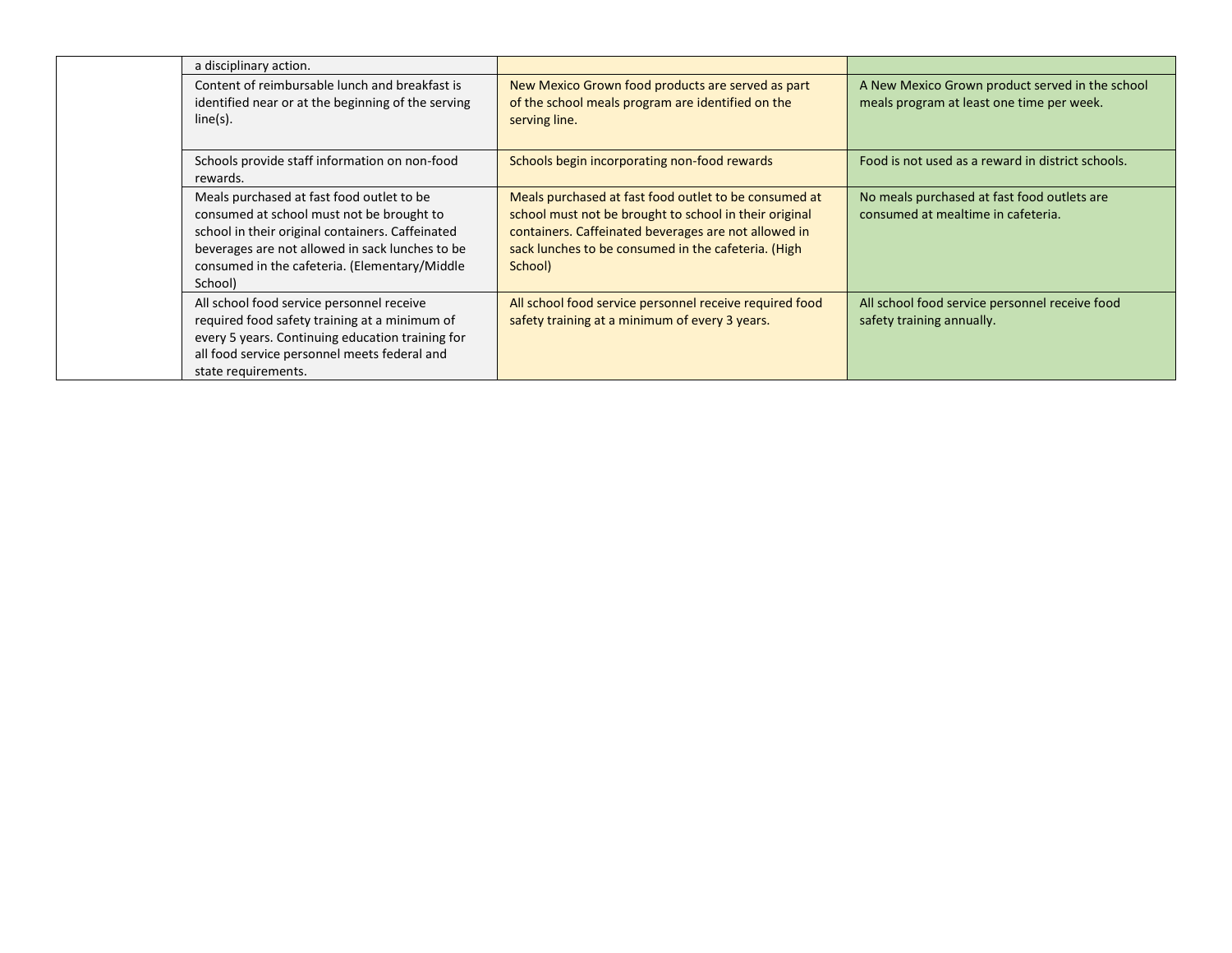| | | | |
|---|---|---|---|
| | a disciplinary action. | | |
| | Content of reimbursable lunch and breakfast is identified near or at the beginning of the serving line(s). | New Mexico Grown food products are served as part of the school meals program are identified on the serving line. | A New Mexico Grown product served in the school meals program at least one time per week. |
| | Schools provide staff information on non-food rewards. | Schools begin incorporating non-food rewards | Food is not used as a reward in district schools. |
| | Meals purchased at fast food outlet to be consumed at school must not be brought to school in their original containers. Caffeinated beverages are not allowed in sack lunches to be consumed in the cafeteria. (Elementary/Middle School) | Meals purchased at fast food outlet to be consumed at school must not be brought to school in their original containers. Caffeinated beverages are not allowed in sack lunches to be consumed in the cafeteria. (High School) | No meals purchased at fast food outlets are consumed at mealtime in cafeteria. |
| | All school food service personnel receive required food safety training at a minimum of every 5 years. Continuing education training for all food service personnel meets federal and state requirements. | All school food service personnel receive required food safety training at a minimum of every 3 years. | All school food service personnel receive food safety training annually. |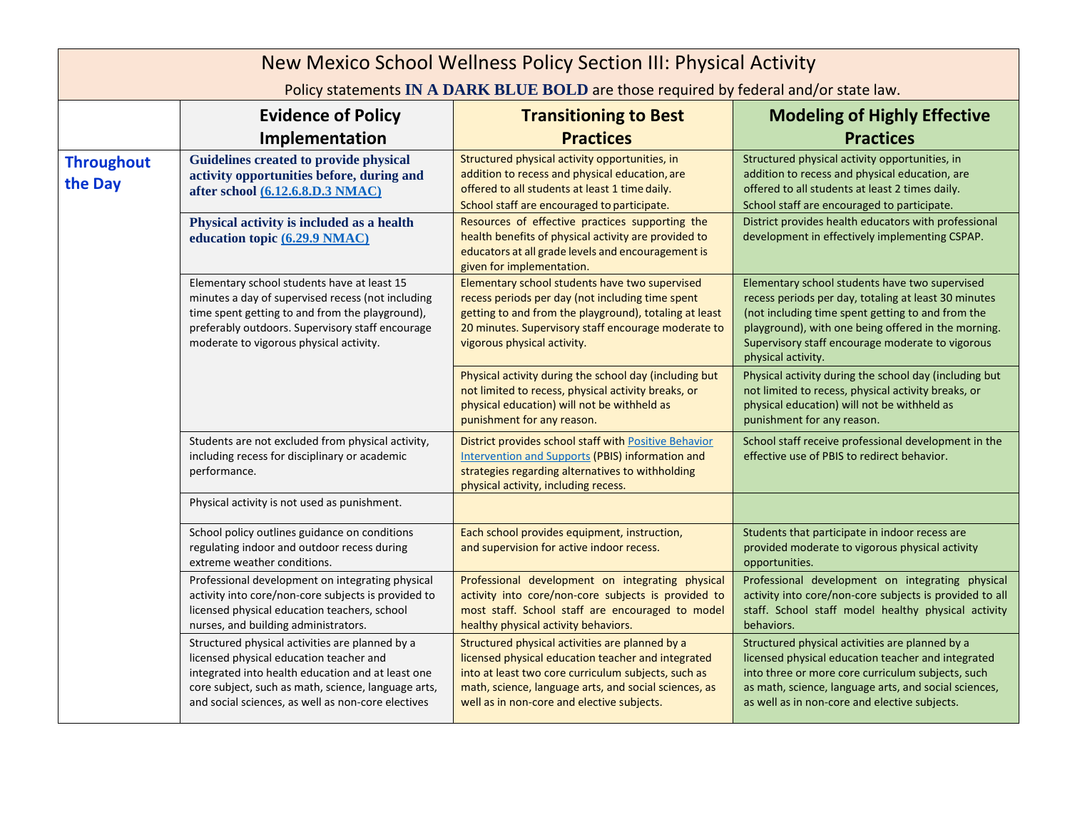# New Mexico School Wellness Policy Section III: Physical Activity

Policy statements **IN A DARK BLUE BOLD** are those required by federal and/or state law.

| | Evidence of Policy Implementation | Transitioning to Best Practices | Modeling of Highly Effective Practices |
|---|---|---|---|
| **Throughout the Day** | **Guidelines created to provide physical activity opportunities before, during and after school (6.12.6.8.D.3 NMAC)** | Structured physical activity opportunities, in addition to recess and physical education, are offered to all students at least 1 time daily. School staff are encouraged to participate. | Structured physical activity opportunities, in addition to recess and physical education, are offered to all students at least 2 times daily. School staff are encouraged to participate. |
| | **Physical activity is included as a health education topic (6.29.9 NMAC)** | Resources of effective practices supporting the health benefits of physical activity are provided to educators at all grade levels and encouragement is given for implementation. | District provides health educators with professional development in effectively implementing CSPAP. |
| | Elementary school students have at least 15 minutes a day of supervised recess (not including time spent getting to and from the playground), preferably outdoors. Supervisory staff encourage moderate to vigorous physical activity. | Elementary school students have two supervised recess periods per day (not including time spent getting to and from the playground), totaling at least 20 minutes. Supervisory staff encourage moderate to vigorous physical activity. | Elementary school students have two supervised recess periods per day, totaling at least 30 minutes (not including time spent getting to and from the playground), with one being offered in the morning. Supervisory staff encourage moderate to vigorous physical activity. |
| | | Physical activity during the school day (including but not limited to recess, physical activity breaks, or physical education) will not be withheld as punishment for any reason. | Physical activity during the school day (including but not limited to recess, physical activity breaks, or physical education) will not be withheld as punishment for any reason. |
| | Students are not excluded from physical activity, including recess for disciplinary or academic performance. | District provides school staff with Positive Behavior Intervention and Supports (PBIS) information and strategies regarding alternatives to withholding physical activity, including recess. | School staff receive professional development in the effective use of PBIS to redirect behavior. |
| | Physical activity is not used as punishment. | | |
| | School policy outlines guidance on conditions regulating indoor and outdoor recess during extreme weather conditions. | Each school provides equipment, instruction, and supervision for active indoor recess. | Students that participate in indoor recess are provided moderate to vigorous physical activity opportunities. |
| | Professional development on integrating physical activity into core/non-core subjects is provided to licensed physical education teachers, school nurses, and building administrators. | Professional development on integrating physical activity into core/non-core subjects is provided to most staff. School staff are encouraged to model healthy physical activity behaviors. | Professional development on integrating physical activity into core/non-core subjects is provided to all staff. School staff model healthy physical activity behaviors. |
| | Structured physical activities are planned by a licensed physical education teacher and integrated into health education and at least one core subject, such as math, science, language arts, and social sciences, as well as non-core electives | Structured physical activities are planned by a licensed physical education teacher and integrated into at least two core curriculum subjects, such as math, science, language arts, and social sciences, as well as in non-core and elective subjects. | Structured physical activities are planned by a licensed physical education teacher and integrated into three or more core curriculum subjects, such as math, science, language arts, and social sciences, as well as in non-core and elective subjects. |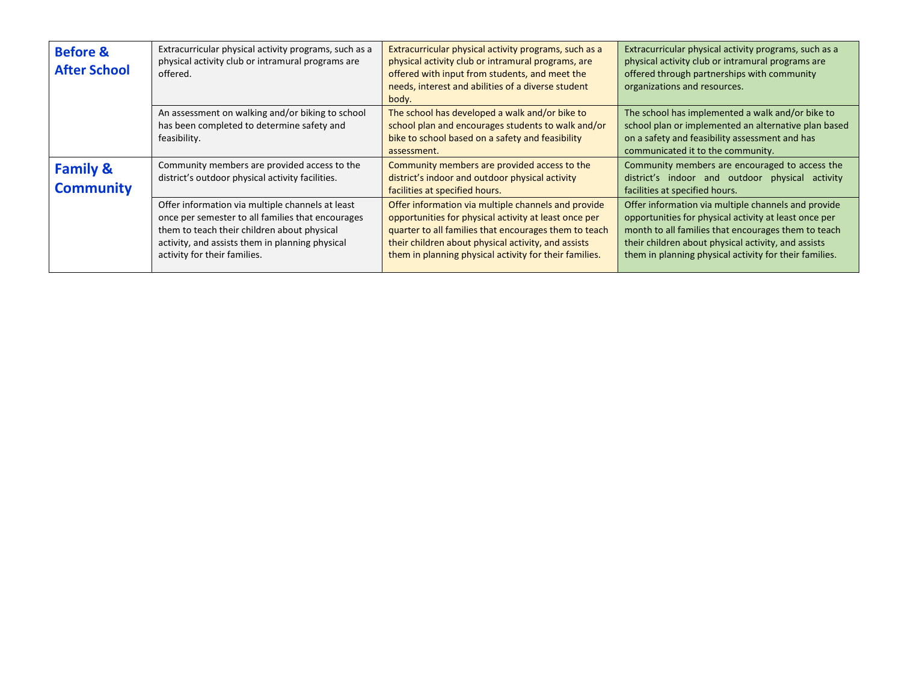| | | | |
|---|---|---|---|
| **Before & After School** | Extracurricular physical activity programs, such as a physical activity club or intramural programs are offered. | Extracurricular physical activity programs, such as a physical activity club or intramural programs, are offered with input from students, and meet the needs, interest and abilities of a diverse student body. | Extracurricular physical activity programs, such as a physical activity club or intramural programs are offered through partnerships with community organizations and resources. |
| | An assessment on walking and/or biking to school has been completed to determine safety and feasibility. | The school has developed a walk and/or bike to school plan and encourages students to walk and/or bike to school based on a safety and feasibility assessment. | The school has implemented a walk and/or bike to school plan or implemented an alternative plan based on a safety and feasibility assessment and has communicated it to the community. |
| **Family & Community** | Community members are provided access to the district's outdoor physical activity facilities. | Community members are provided access to the district's indoor and outdoor physical activity facilities at specified hours. | Community members are encouraged to access the district's indoor and outdoor physical activity facilities at specified hours. |
| | Offer information via multiple channels at least once per semester to all families that encourages them to teach their children about physical activity, and assists them in planning physical activity for their families. | Offer information via multiple channels and provide opportunities for physical activity at least once per quarter to all families that encourages them to teach their children about physical activity, and assists them in planning physical activity for their families. | Offer information via multiple channels and provide opportunities for physical activity at least once per month to all families that encourages them to teach their children about physical activity, and assists them in planning physical activity for their families. |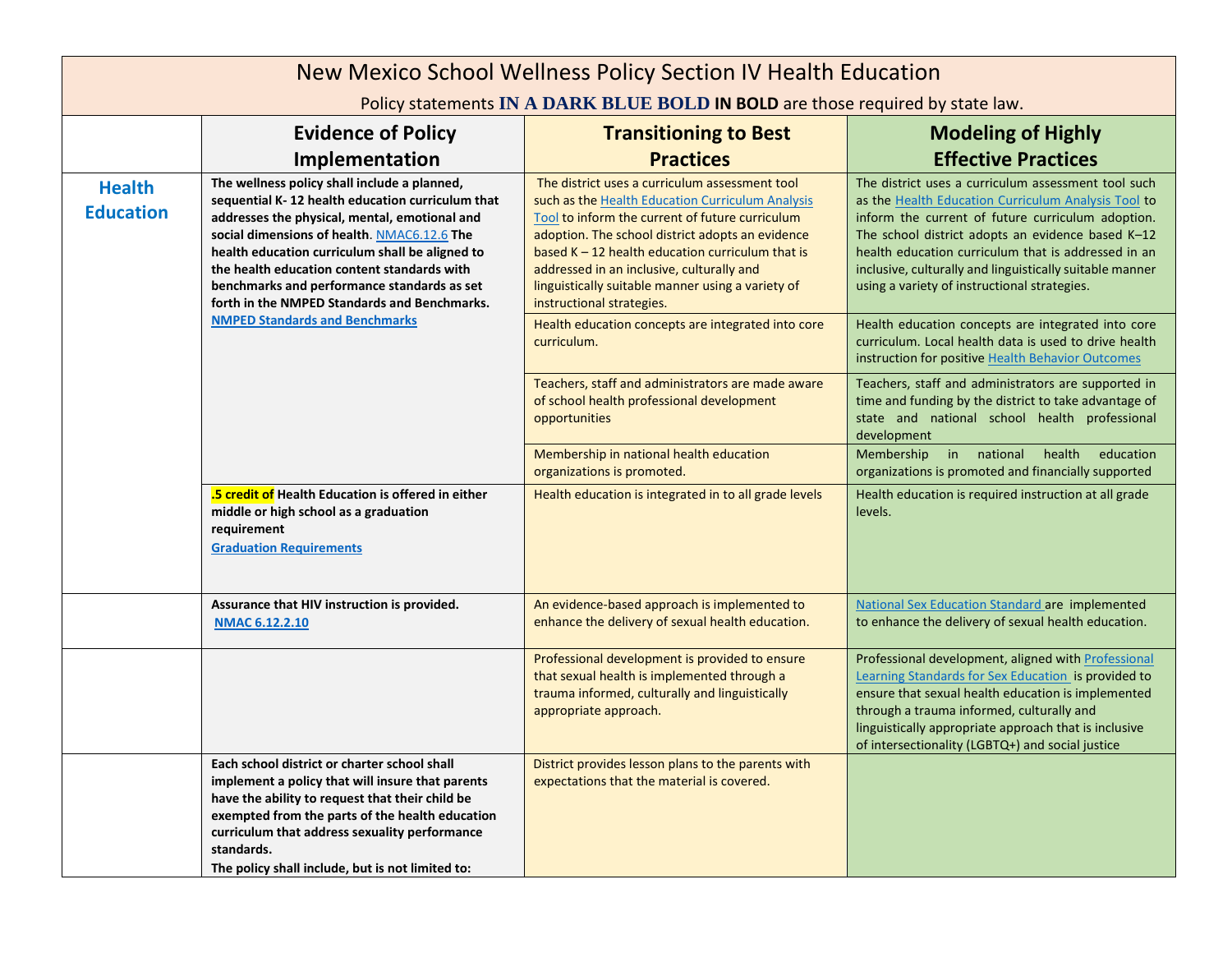# New Mexico School Wellness Policy Section IV Health Education

Policy statements **IN A DARK BLUE BOLD IN BOLD** are those required by state law.

| | Evidence of Policy Implementation | Transitioning to Best Practices | Modeling of Highly Effective Practices |
|---|---|---|---|
| **Health Education** | **The wellness policy shall include a planned, sequential K- 12 health education curriculum that addresses the physical, mental, emotional and social dimensions of health.** NMAC6.12.6 **The health education curriculum shall be aligned to the health education content standards with benchmarks and performance standards as set forth in the NMPED Standards and Benchmarks.** **NMPED Standards and Benchmarks** | The district uses a curriculum assessment tool such as the Health Education Curriculum Analysis Tool to inform the current of future curriculum adoption. The school district adopts an evidence based K – 12 health education curriculum that is addressed in an inclusive, culturally and linguistically suitable manner using a variety of instructional strategies. | The district uses a curriculum assessment tool such as the Health Education Curriculum Analysis Tool to inform the current of future curriculum adoption. The school district adopts an evidence based K–12 health education curriculum that is addressed in an inclusive, culturally and linguistically suitable manner using a variety of instructional strategies. |
| | | Health education concepts are integrated into core curriculum. | Health education concepts are integrated into core curriculum. Local health data is used to drive health instruction for positive Health Behavior Outcomes |
| | | Teachers, staff and administrators are made aware of school health professional development opportunities | Teachers, staff and administrators are supported in time and funding by the district to take advantage of state and national school health professional development |
| | | Membership in national health education organizations is promoted. | Membership in national health education organizations is promoted and financially supported |
| | **.5 credit of Health Education is offered in either middle or high school as a graduation requirement** **Graduation Requirements** | Health education is integrated in to all grade levels | Health education is required instruction at all grade levels. |
| | **Assurance that HIV instruction is provided.** **NMAC 6.12.2.10** | An evidence-based approach is implemented to enhance the delivery of sexual health education. | National Sex Education Standard are implemented to enhance the delivery of sexual health education. |
| | | Professional development is provided to ensure that sexual health is implemented through a trauma informed, culturally and linguistically appropriate approach. | Professional development, aligned with Professional Learning Standards for Sex Education is provided to ensure that sexual health education is implemented through a trauma informed, culturally and linguistically appropriate approach that is inclusive of intersectionality (LGBTQ+) and social justice |
| | **Each school district or charter school shall implement a policy that will insure that parents have the ability to request that their child be exempted from the parts of the health education curriculum that address sexuality performance standards.** **The policy shall include, but is not limited to:** | District provides lesson plans to the parents with expectations that the material is covered. | |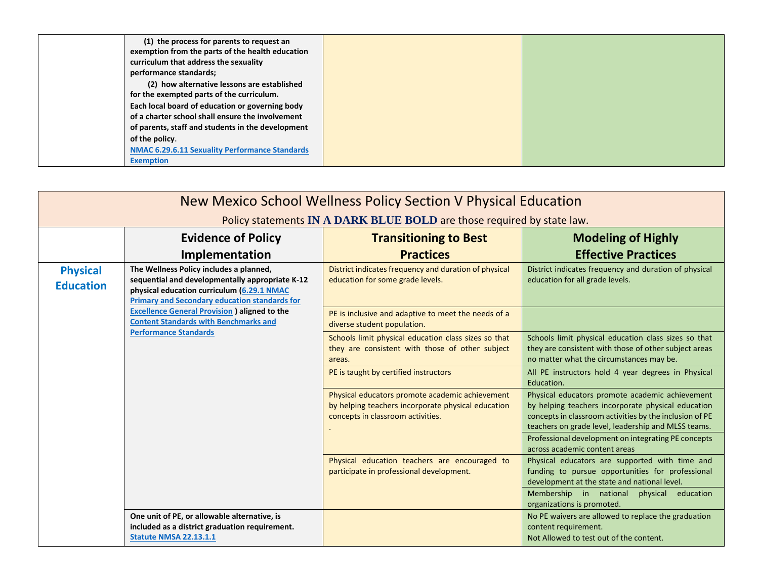| | | | |
|---|---|---|---|
| | **(1) the process for parents to request an exemption from the parts of the health education curriculum that address the sexuality performance standards;** **(2) how alternative lessons are established for the exempted parts of the curriculum.** **Each local board of education or governing body of a charter school shall ensure the involvement of parents, staff and students in the development of the policy.** **NMAC 6.29.6.11 Sexuality Performance Standards Exemption** | | |

## New Mexico School Wellness Policy Section V Physical Education

Policy statements **IN A DARK BLUE BOLD** are those required by state law.

| | Evidence of Policy Implementation | Transitioning to Best Practices | Modeling of Highly Effective Practices |
|---|---|---|---|
| **Physical Education** | **The Wellness Policy includes a planned, sequential and developmentally appropriate K-12 physical education curriculum (6.29.1 NMAC Primary and Secondary education standards for Excellence General Provision ) aligned to the Content Standards with Benchmarks and Performance Standards** | District indicates frequency and duration of physical education for some grade levels. | District indicates frequency and duration of physical education for all grade levels. |
| | | PE is inclusive and adaptive to meet the needs of a diverse student population. | |
| | | Schools limit physical education class sizes so that they are consistent with those of other subject areas. | Schools limit physical education class sizes so that they are consistent with those of other subject areas no matter what the circumstances may be. |
| | | PE is taught by certified instructors | All PE instructors hold 4 year degrees in Physical Education. |
| | | Physical educators promote academic achievement by helping teachers incorporate physical education concepts in classroom activities. . | Physical educators promote academic achievement by helping teachers incorporate physical education concepts in classroom activities by the inclusion of PE teachers on grade level, leadership and MLSS teams. |
| | | | Professional development on integrating PE concepts across academic content areas |
| | | Physical education teachers are encouraged to participate in professional development. | Physical educators are supported with time and funding to pursue opportunities for professional development at the state and national level. |
| | | | Membership in national physical education organizations is promoted. |
| | **One unit of PE, or allowable alternative, is included as a district graduation requirement. Statute NMSA 22.13.1.1** | | No PE waivers are allowed to replace the graduation content requirement. Not Allowed to test out of the content. |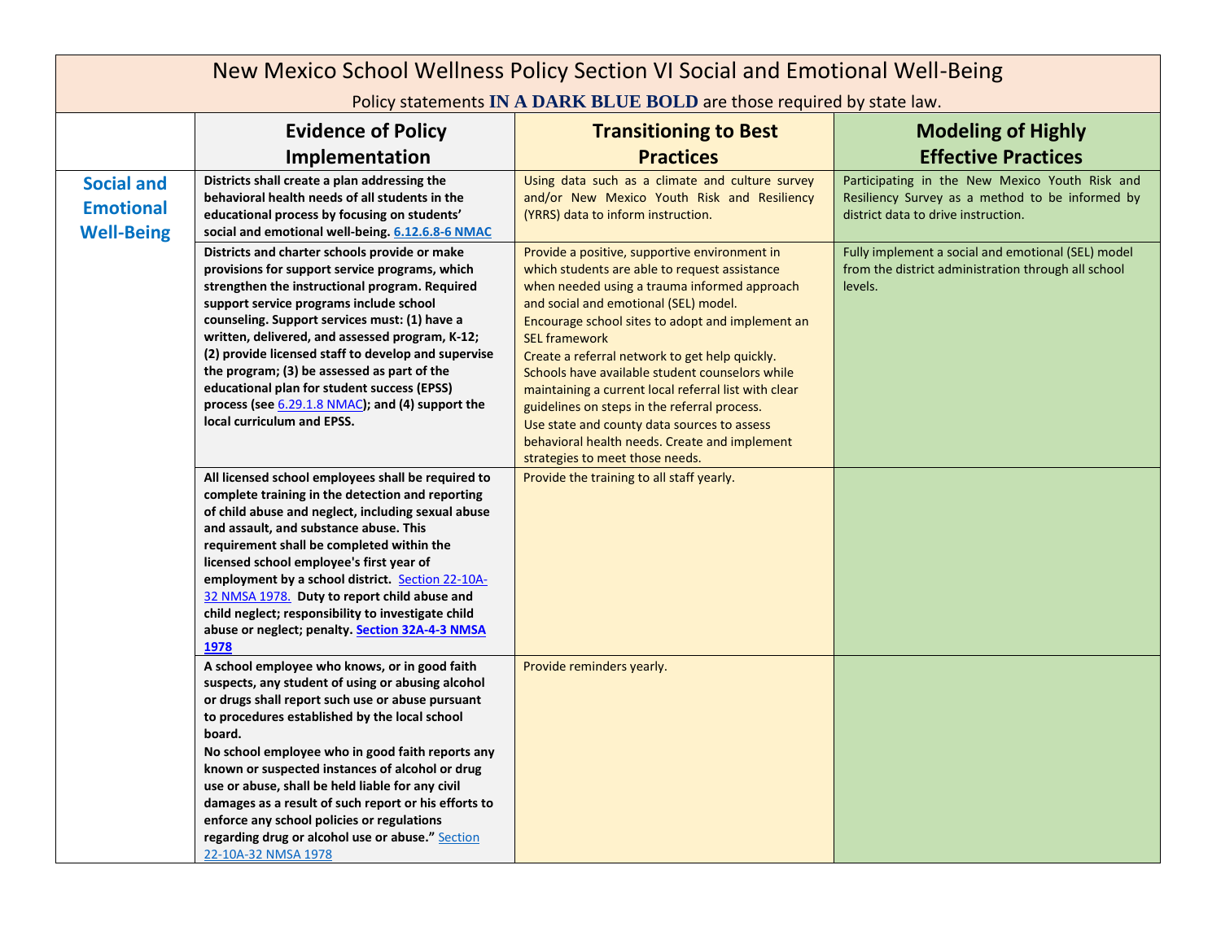# New Mexico School Wellness Policy Section VI Social and Emotional Well-Being

Policy statements **IN A DARK BLUE BOLD** are those required by state law.

| | Evidence of Policy Implementation | Transitioning to Best Practices | Modeling of Highly Effective Practices |
|---|---|---|---|
| **Social and Emotional Well-Being** | **Districts shall create a plan addressing the behavioral health needs of all students in the educational process by focusing on students' social and emotional well-being. 6.12.6.8-6 NMAC** | Using data such as a climate and culture survey and/or New Mexico Youth Risk and Resiliency (YRRS) data to inform instruction. | Participating in the New Mexico Youth Risk and Resiliency Survey as a method to be informed by district data to drive instruction. |
| | **Districts and charter schools provide or make provisions for support service programs, which strengthen the instructional program. Required support service programs include school counseling. Support services must: (1) have a written, delivered, and assessed program, K-12; (2) provide licensed staff to develop and supervise the program; (3) be assessed as part of the educational plan for student success (EPSS) process (see 6.29.1.8 NMAC); and (4) support the local curriculum and EPSS.** | Provide a positive, supportive environment in which students are able to request assistance when needed using a trauma informed approach and social and emotional (SEL) model.<br>Encourage school sites to adopt and implement an SEL framework<br>Create a referral network to get help quickly. Schools have available student counselors while maintaining a current local referral list with clear guidelines on steps in the referral process.<br>Use state and county data sources to assess behavioral health needs. Create and implement strategies to meet those needs. | Fully implement a social and emotional (SEL) model from the district administration through all school levels. |
| | **All licensed school employees shall be required to complete training in the detection and reporting of child abuse and neglect, including sexual abuse and assault, and substance abuse. This requirement shall be completed within the licensed school employee's first year of employment by a school district.** Section 22-10A-32 NMSA 1978. **Duty to report child abuse and child neglect; responsibility to investigate child abuse or neglect; penalty. Section 32A-4-3 NMSA 1978** | Provide the training to all staff yearly. | |
| | **A school employee who knows, or in good faith suspects, any student of using or abusing alcohol or drugs shall report such use or abuse pursuant to procedures established by the local school board.**<br>**No school employee who in good faith reports any known or suspected instances of alcohol or drug use or abuse, shall be held liable for any civil damages as a result of such report or his efforts to enforce any school policies or regulations regarding drug or alcohol use or abuse."** Section 22-10A-32 NMSA 1978 | Provide reminders yearly. | |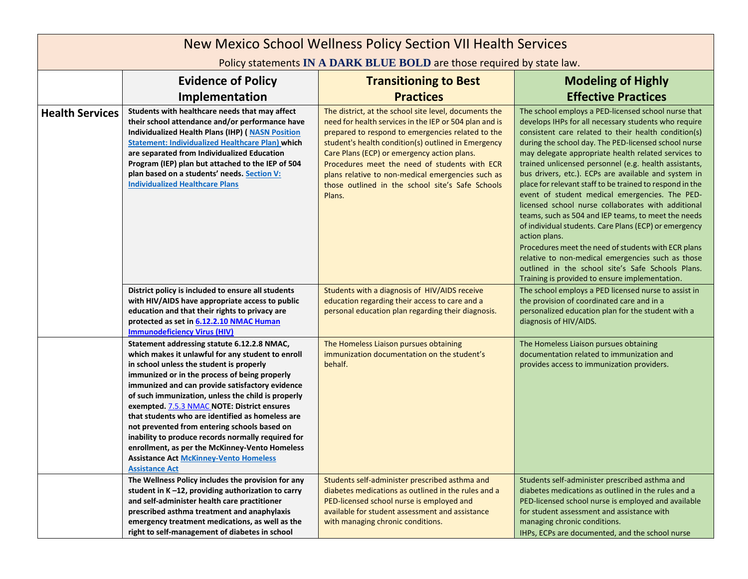# New Mexico School Wellness Policy Section VII Health Services

Policy statements **IN A DARK BLUE BOLD** are those required by state law.

| | Evidence of Policy Implementation | Transitioning to Best Practices | Modeling of Highly Effective Practices |
|---|---|---|---|
| **Health Services** | **Students with healthcare needs that may affect their school attendance and/or performance have Individualized Health Plans (IHP) ( [NASN Position Statement: Individualized Healthcare Plan)](#) which are separated from Individualized Education Program (IEP) plan but attached to the IEP of 504 plan based on a students' needs. [Section V: Individualized Healthcare Plans](#)** | The district, at the school site level, documents the need for health services in the IEP or 504 plan and is prepared to respond to emergencies related to the student's health condition(s) outlined in Emergency Care Plans (ECP) or emergency action plans. Procedures meet the need of students with ECR plans relative to non-medical emergencies such as those outlined in the school site's Safe Schools Plans. | The school employs a PED-licensed school nurse that develops IHPs for all necessary students who require consistent care related to their health condition(s) during the school day. The PED-licensed school nurse may delegate appropriate health related services to trained unlicensed personnel (e.g. health assistants, bus drivers, etc.). ECPs are available and system in place for relevant staff to be trained to respond in the event of student medical emergencies. The PED-licensed school nurse collaborates with additional teams, such as 504 and IEP teams, to meet the needs of individual students. Care Plans (ECP) or emergency action plans.<br>Procedures meet the need of students with ECR plans relative to non-medical emergencies such as those outlined in the school site's Safe Schools Plans. Training is provided to ensure implementation. |
| | **District policy is included to ensure all students with HIV/AIDS have appropriate access to public education and that their rights to privacy are protected as set in [6.12.2.10 NMAC Human Immunodeficiency Virus (HIV)](#)** | Students with a diagnosis of HIV/AIDS receive education regarding their access to care and a personal education plan regarding their diagnosis. | The school employs a PED licensed nurse to assist in the provision of coordinated care and in a personalized education plan for the student with a diagnosis of HIV/AIDS. |
| | **Statement addressing statute 6.12.2.8 NMAC, which makes it unlawful for any student to enroll in school unless the student is properly immunized or in the process of being properly immunized and can provide satisfactory evidence of such immunization, unless the child is properly exempted. [7.5.3 NMAC](#) NOTE: District ensures that students who are identified as homeless are not prevented from entering schools based on inability to produce records normally required for enrollment, as per the McKinney-Vento Homeless Assistance Act [McKinney-Vento Homeless Assistance Act](#)** | The Homeless Liaison pursues obtaining immunization documentation on the student's behalf. | The Homeless Liaison pursues obtaining documentation related to immunization and provides access to immunization providers. |
| | **The Wellness Policy includes the provision for any student in K –12, providing authorization to carry and self-administer health care practitioner prescribed asthma treatment and anaphylaxis emergency treatment medications, as well as the right to self-management of diabetes in school** | Students self-administer prescribed asthma and diabetes medications as outlined in the rules and a PED-licensed school nurse is employed and available for student assessment and assistance with managing chronic conditions. | Students self-administer prescribed asthma and diabetes medications as outlined in the rules and a PED-licensed school nurse is employed and available for student assessment and assistance with managing chronic conditions.<br>IHPs, ECPs are documented, and the school nurse |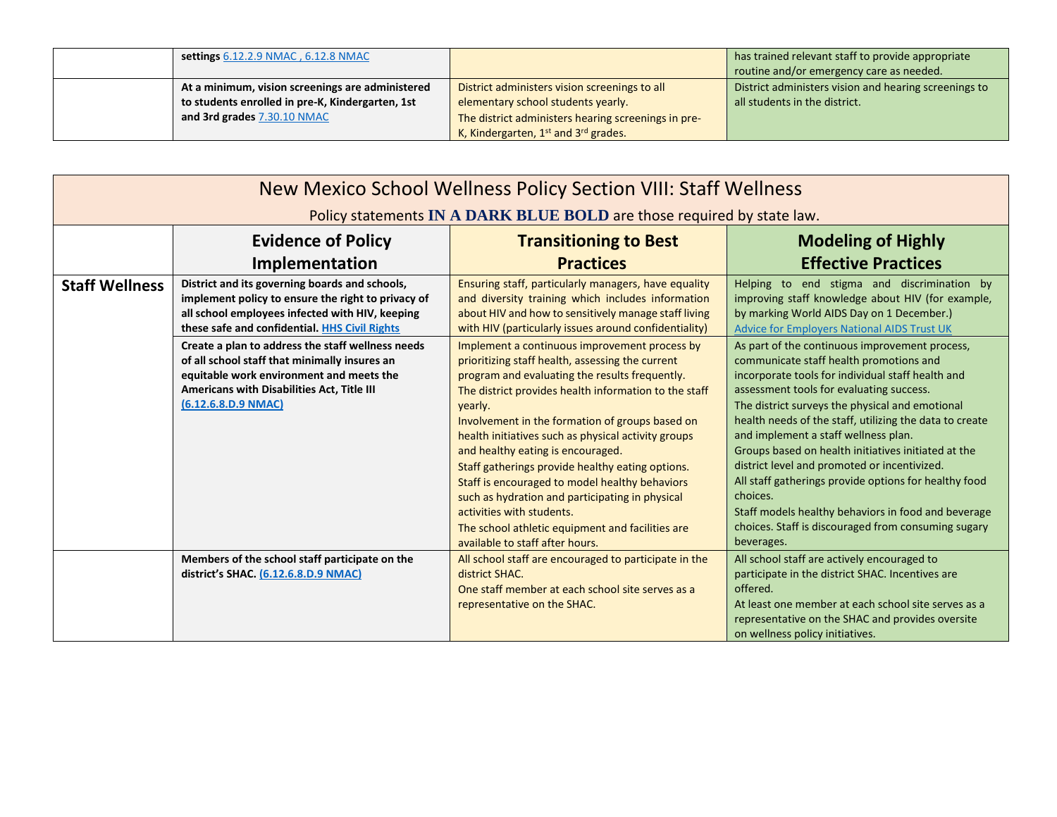| | | | |
|---|---|---|---|
| | **settings** 6.12.2.9 NMAC , 6.12.8 NMAC | | has trained relevant staff to provide appropriate routine and/or emergency care as needed. |
| | **At a minimum, vision screenings are administered to students enrolled in pre-K, Kindergarten, 1st and 3rd grades** 7.30.10 NMAC | District administers vision screenings to all elementary school students yearly.<br>The district administers hearing screenings in pre-K, Kindergarten, 1st and 3rd grades. | District administers vision and hearing screenings to all students in the district. |

## New Mexico School Wellness Policy Section VIII: Staff Wellness

Policy statements **IN A DARK BLUE BOLD** are those required by state law.

| | Evidence of Policy Implementation | Transitioning to Best Practices | Modeling of Highly Effective Practices |
|---|---|---|---|
| **Staff Wellness** | **District and its governing boards and schools, implement policy to ensure the right to privacy of all school employees infected with HIV, keeping these safe and confidential. HHS Civil Rights** | Ensuring staff, particularly managers, have equality and diversity training which includes information about HIV and how to sensitively manage staff living with HIV (particularly issues around confidentiality) | Helping to end stigma and discrimination by improving staff knowledge about HIV (for example, by marking World AIDS Day on 1 December.) Advice for Employers National AIDS Trust UK |
| | **Create a plan to address the staff wellness needs of all school staff that minimally insures an equitable work environment and meets the Americans with Disabilities Act, Title III (6.12.6.8.D.9 NMAC)** | Implement a continuous improvement process by prioritizing staff health, assessing the current program and evaluating the results frequently.<br>The district provides health information to the staff yearly.<br>Involvement in the formation of groups based on health initiatives such as physical activity groups and healthy eating is encouraged.<br>Staff gatherings provide healthy eating options.<br>Staff is encouraged to model healthy behaviors such as hydration and participating in physical activities with students.<br>The school athletic equipment and facilities are available to staff after hours. | As part of the continuous improvement process, communicate staff health promotions and incorporate tools for individual staff health and assessment tools for evaluating success.<br>The district surveys the physical and emotional health needs of the staff, utilizing the data to create and implement a staff wellness plan.<br>Groups based on health initiatives initiated at the district level and promoted or incentivized.<br>All staff gatherings provide options for healthy food choices.<br>Staff models healthy behaviors in food and beverage choices. Staff is discouraged from consuming sugary beverages. |
| | **Members of the school staff participate on the district's SHAC. (6.12.6.8.D.9 NMAC)** | All school staff are encouraged to participate in the district SHAC.<br>One staff member at each school site serves as a representative on the SHAC. | All school staff are actively encouraged to participate in the district SHAC. Incentives are offered.<br>At least one member at each school site serves as a representative on the SHAC and provides oversite on wellness policy initiatives. |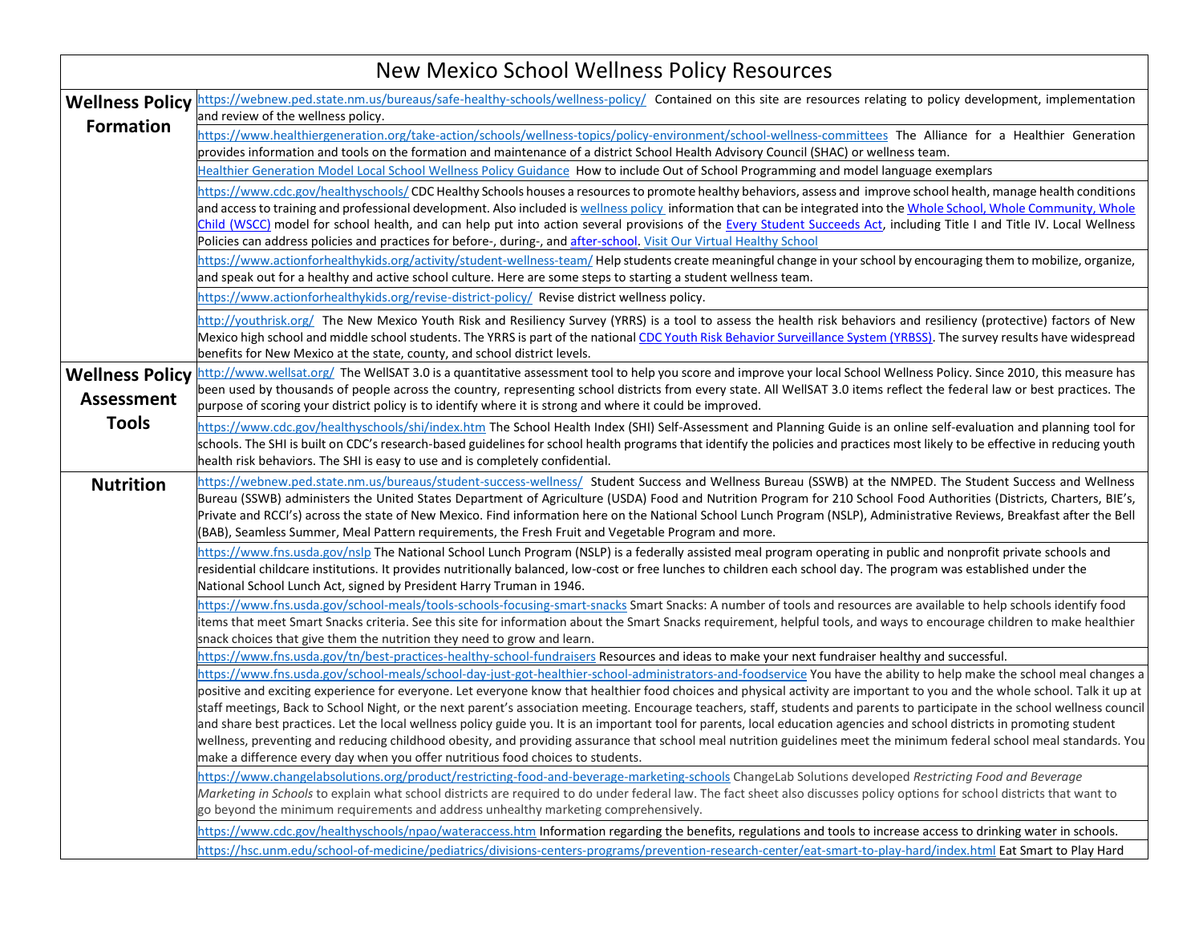# New Mexico School Wellness Policy Resources

| | |
|---|---|
| **Wellness Policy Formation** | https://webnew.ped.state.nm.us/bureaus/safe-healthy-schools/wellness-policy/ Contained on this site are resources relating to policy development, implementation and review of the wellness policy. |
| | https://www.healthiergeneration.org/take-action/schools/wellness-topics/policy-environment/school-wellness-committees The Alliance for a Healthier Generation provides information and tools on the formation and maintenance of a district School Health Advisory Council (SHAC) or wellness team. |
| | Healthier Generation Model Local School Wellness Policy Guidance How to include Out of School Programming and model language exemplars |
| | https://www.cdc.gov/healthyschools/ CDC Healthy Schools houses a resources to promote healthy behaviors, assess and improve school health, manage health conditions and access to training and professional development. Also included is wellness policy information that can be integrated into the Whole School, Whole Community, Whole Child (WSCC) model for school health, and can help put into action several provisions of the Every Student Succeeds Act, including Title I and Title IV. Local Wellness Policies can address policies and practices for before-, during-, and after-school. Visit Our Virtual Healthy School |
| | https://www.actionforhealthykids.org/activity/student-wellness-team/ Help students create meaningful change in your school by encouraging them to mobilize, organize, and speak out for a healthy and active school culture. Here are some steps to starting a student wellness team. |
| | https://www.actionforhealthykids.org/revise-district-policy/ Revise district wellness policy. |
| | http://youthrisk.org/ The New Mexico Youth Risk and Resiliency Survey (YRRS) is a tool to assess the health risk behaviors and resiliency (protective) factors of New Mexico high school and middle school students. The YRRS is part of the national CDC Youth Risk Behavior Surveillance System (YRBSS). The survey results have widespread benefits for New Mexico at the state, county, and school district levels. |
| **Wellness Policy Assessment Tools** | http://www.wellsat.org/ The WellSAT 3.0 is a quantitative assessment tool to help you score and improve your local School Wellness Policy. Since 2010, this measure has been used by thousands of people across the country, representing school districts from every state. All WellSAT 3.0 items reflect the federal law or best practices. The purpose of scoring your district policy is to identify where it is strong and where it could be improved. |
| | https://www.cdc.gov/healthyschools/shi/index.htm The School Health Index (SHI) Self-Assessment and Planning Guide is an online self-evaluation and planning tool for schools. The SHI is built on CDC's research-based guidelines for school health programs that identify the policies and practices most likely to be effective in reducing youth health risk behaviors. The SHI is easy to use and is completely confidential. |
| **Nutrition** | https://webnew.ped.state.nm.us/bureaus/student-success-wellness/ Student Success and Wellness Bureau (SSWB) at the NMPED. The Student Success and Wellness Bureau (SSWB) administers the United States Department of Agriculture (USDA) Food and Nutrition Program for 210 School Food Authorities (Districts, Charters, BIE's, Private and RCCI's) across the state of New Mexico. Find information here on the National School Lunch Program (NSLP), Administrative Reviews, Breakfast after the Bell (BAB), Seamless Summer, Meal Pattern requirements, the Fresh Fruit and Vegetable Program and more. |
| | https://www.fns.usda.gov/nslp The National School Lunch Program (NSLP) is a federally assisted meal program operating in public and nonprofit private schools and residential childcare institutions. It provides nutritionally balanced, low-cost or free lunches to children each school day. The program was established under the National School Lunch Act, signed by President Harry Truman in 1946. |
| | https://www.fns.usda.gov/school-meals/tools-schools-focusing-smart-snacks Smart Snacks: A number of tools and resources are available to help schools identify food items that meet Smart Snacks criteria. See this site for information about the Smart Snacks requirement, helpful tools, and ways to encourage children to make healthier snack choices that give them the nutrition they need to grow and learn. |
| | https://www.fns.usda.gov/tn/best-practices-healthy-school-fundraisers Resources and ideas to make your next fundraiser healthy and successful. |
| | https://www.fns.usda.gov/school-meals/school-day-just-got-healthier-school-administrators-and-foodservice You have the ability to help make the school meal changes a positive and exciting experience for everyone. Let everyone know that healthier food choices and physical activity are important to you and the whole school. Talk it up at staff meetings, Back to School Night, or the next parent's association meeting. Encourage teachers, staff, students and parents to participate in the school wellness council and share best practices. Let the local wellness policy guide you. It is an important tool for parents, local education agencies and school districts in promoting student wellness, preventing and reducing childhood obesity, and providing assurance that school meal nutrition guidelines meet the minimum federal school meal standards. You make a difference every day when you offer nutritious food choices to students. |
| | https://www.changelabsolutions.org/product/restricting-food-and-beverage-marketing-schools ChangeLab Solutions developed *Restricting Food and Beverage Marketing in Schools* to explain what school districts are required to do under federal law. The fact sheet also discusses policy options for school districts that want to go beyond the minimum requirements and address unhealthy marketing comprehensively. |
| | https://www.cdc.gov/healthyschools/npao/wateraccess.htm Information regarding the benefits, regulations and tools to increase access to drinking water in schools. |
| | https://hsc.unm.edu/school-of-medicine/pediatrics/divisions-centers-programs/prevention-research-center/eat-smart-to-play-hard/index.html Eat Smart to Play Hard |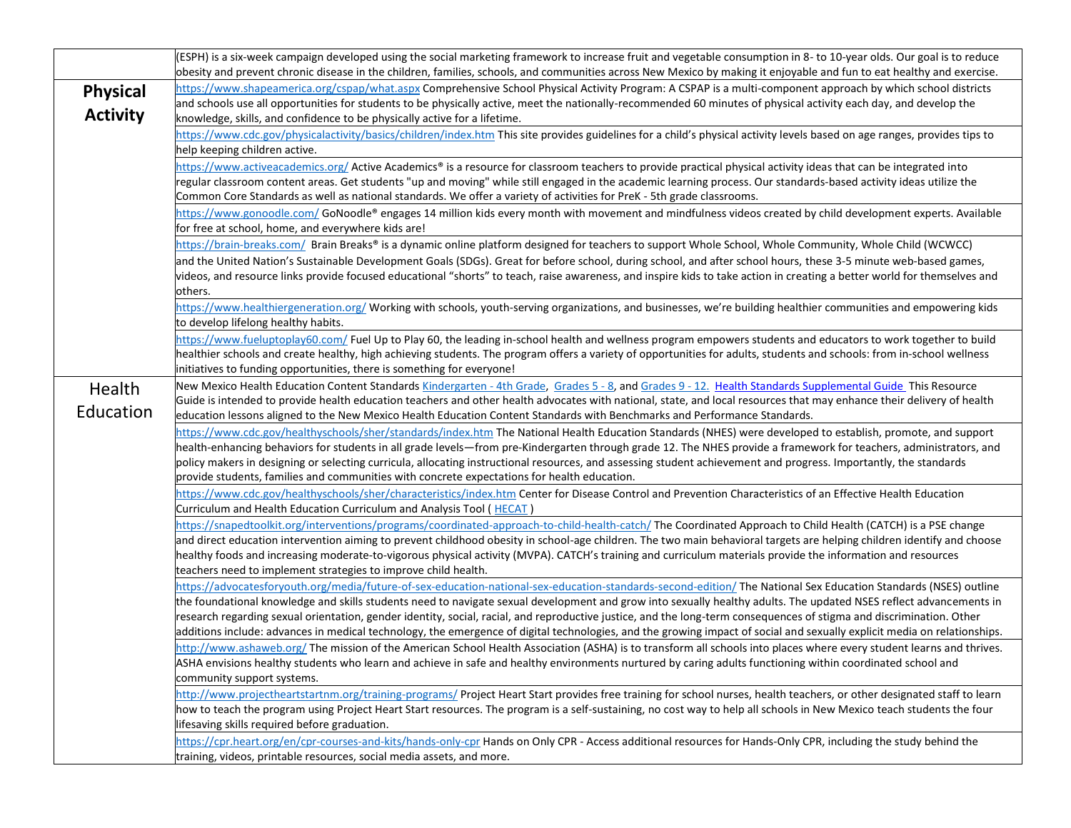| | |
|---|---|
| | (ESPH) is a six-week campaign developed using the social marketing framework to increase fruit and vegetable consumption in 8- to 10-year olds. Our goal is to reduce obesity and prevent chronic disease in the children, families, schools, and communities across New Mexico by making it enjoyable and fun to eat healthy and exercise. |
| **Physical Activity** | https://www.shapeamerica.org/cspap/what.aspx Comprehensive School Physical Activity Program: A CSPAP is a multi-component approach by which school districts and schools use all opportunities for students to be physically active, meet the nationally-recommended 60 minutes of physical activity each day, and develop the knowledge, skills, and confidence to be physically active for a lifetime. |
| | https://www.cdc.gov/physicalactivity/basics/children/index.htm This site provides guidelines for a child's physical activity levels based on age ranges, provides tips to help keeping children active. |
| | https://www.activeacademics.org/ Active Academics® is a resource for classroom teachers to provide practical physical activity ideas that can be integrated into regular classroom content areas. Get students "up and moving" while still engaged in the academic learning process. Our standards-based activity ideas utilize the Common Core Standards as well as national standards. We offer a variety of activities for PreK - 5th grade classrooms. |
| | https://www.gonoodle.com/ GoNoodle® engages 14 million kids every month with movement and mindfulness videos created by child development experts. Available for free at school, home, and everywhere kids are! |
| | https://brain-breaks.com/ Brain Breaks® is a dynamic online platform designed for teachers to support Whole School, Whole Community, Whole Child (WCWCC) and the United Nation's Sustainable Development Goals (SDGs). Great for before school, during school, and after school hours, these 3-5 minute web-based games, videos, and resource links provide focused educational "shorts" to teach, raise awareness, and inspire kids to take action in creating a better world for themselves and others. |
| | https://www.healthiergeneration.org/ Working with schools, youth-serving organizations, and businesses, we're building healthier communities and empowering kids to develop lifelong healthy habits. |
| | https://www.fueluptoplay60.com/ Fuel Up to Play 60, the leading in-school health and wellness program empowers students and educators to work together to build healthier schools and create healthy, high achieving students. The program offers a variety of opportunities for adults, students and schools: from in-school wellness initiatives to funding opportunities, there is something for everyone! |
| Health Education | New Mexico Health Education Content Standards Kindergarten - 4th Grade, Grades 5 - 8, and Grades 9 - 12. Health Standards Supplemental Guide This Resource Guide is intended to provide health education teachers and other health advocates with national, state, and local resources that may enhance their delivery of health education lessons aligned to the New Mexico Health Education Content Standards with Benchmarks and Performance Standards. |
| | https://www.cdc.gov/healthyschools/sher/standards/index.htm The National Health Education Standards (NHES) were developed to establish, promote, and support health-enhancing behaviors for students in all grade levels—from pre-Kindergarten through grade 12. The NHES provide a framework for teachers, administrators, and policy makers in designing or selecting curricula, allocating instructional resources, and assessing student achievement and progress. Importantly, the standards provide students, families and communities with concrete expectations for health education. |
| | https://www.cdc.gov/healthyschools/sher/characteristics/index.htm Center for Disease Control and Prevention Characteristics of an Effective Health Education Curriculum and Health Education Curriculum and Analysis Tool ( HECAT ) |
| | https://snapedtoolkit.org/interventions/programs/coordinated-approach-to-child-health-catch/ The Coordinated Approach to Child Health (CATCH) is a PSE change and direct education intervention aiming to prevent childhood obesity in school-age children. The two main behavioral targets are helping children identify and choose healthy foods and increasing moderate-to-vigorous physical activity (MVPA). CATCH's training and curriculum materials provide the information and resources teachers need to implement strategies to improve child health. |
| | https://advocatesforyouth.org/media/future-of-sex-education-national-sex-education-standards-second-edition/ The National Sex Education Standards (NSES) outline the foundational knowledge and skills students need to navigate sexual development and grow into sexually healthy adults. The updated NSES reflect advancements in research regarding sexual orientation, gender identity, social, racial, and reproductive justice, and the long-term consequences of stigma and discrimination. Other additions include: advances in medical technology, the emergence of digital technologies, and the growing impact of social and sexually explicit media on relationships. |
| | http://www.ashaweb.org/ The mission of the American School Health Association (ASHA) is to transform all schools into places where every student learns and thrives. ASHA envisions healthy students who learn and achieve in safe and healthy environments nurtured by caring adults functioning within coordinated school and community support systems. |
| | http://www.projectheartstartnm.org/training-programs/ Project Heart Start provides free training for school nurses, health teachers, or other designated staff to learn how to teach the program using Project Heart Start resources. The program is a self-sustaining, no cost way to help all schools in New Mexico teach students the four lifesaving skills required before graduation. |
| | https://cpr.heart.org/en/cpr-courses-and-kits/hands-only-cpr Hands on Only CPR - Access additional resources for Hands-Only CPR, including the study behind the training, videos, printable resources, social media assets, and more. |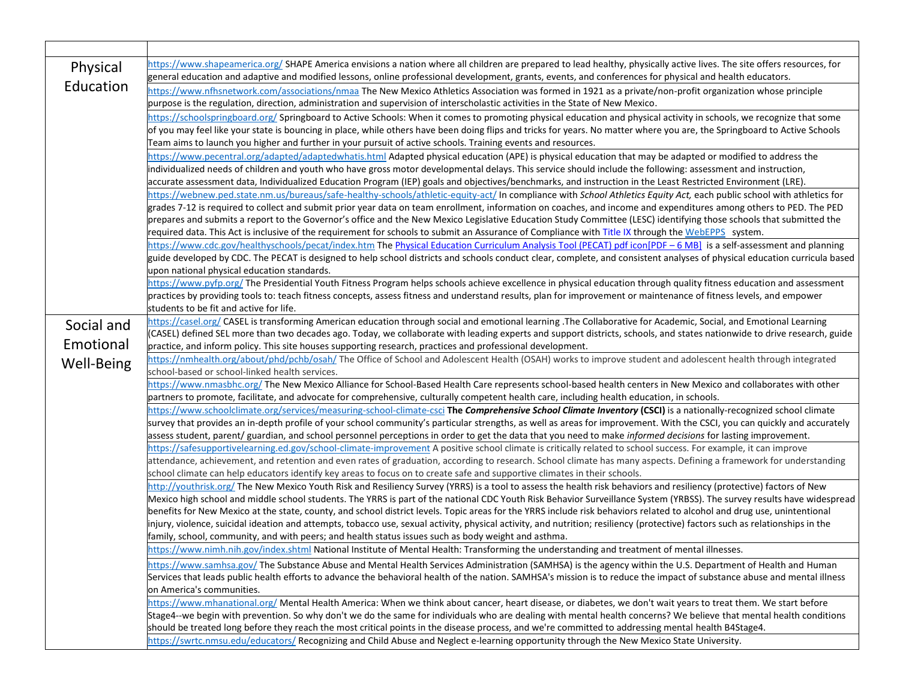| | |
|---|---|
| Physical Education | https://www.shapeamerica.org/ SHAPE America envisions a nation where all children are prepared to lead healthy, physically active lives. The site offers resources, for general education and adaptive and modified lessons, online professional development, grants, events, and conferences for physical and health educators. |
| | https://www.nfhsnetwork.com/associations/nmaa The New Mexico Athletics Association was formed in 1921 as a private/non-profit organization whose principle purpose is the regulation, direction, administration and supervision of interscholastic activities in the State of New Mexico. |
| | https://schoolspringboard.org/ Springboard to Active Schools: When it comes to promoting physical education and physical activity in schools, we recognize that some of you may feel like your state is bouncing in place, while others have been doing flips and tricks for years. No matter where you are, the Springboard to Active Schools Team aims to launch you higher and further in your pursuit of active schools. Training events and resources. |
| | https://www.pecentral.org/adapted/adaptedwhatis.html Adapted physical education (APE) is physical education that may be adapted or modified to address the individualized needs of children and youth who have gross motor developmental delays. This service should include the following: assessment and instruction, accurate assessment data, Individualized Education Program (IEP) goals and objectives/benchmarks, and instruction in the Least Restricted Environment (LRE). |
| | https://webnew.ped.state.nm.us/bureaus/safe-healthy-schools/athletic-equity-act/ In compliance with *School Athletics Equity Act,* each public school with athletics for grades 7-12 is required to collect and submit prior year data on team enrollment, information on coaches, and income and expenditures among others to PED. The PED prepares and submits a report to the Governor's office and the New Mexico Legislative Education Study Committee (LESC) identifying those schools that submitted the required data. This Act is inclusive of the requirement for schools to submit an Assurance of Compliance with Title IX through the WebEPPS system. |
| | https://www.cdc.gov/healthyschools/pecat/index.htm The Physical Education Curriculum Analysis Tool (PECAT) pdf icon[PDF – 6 MB] is a self-assessment and planning guide developed by CDC. The PECAT is designed to help school districts and schools conduct clear, complete, and consistent analyses of physical education curricula based upon national physical education standards. |
| | https://www.pyfp.org/ The Presidential Youth Fitness Program helps schools achieve excellence in physical education through quality fitness education and assessment practices by providing tools to: teach fitness concepts, assess fitness and understand results, plan for improvement or maintenance of fitness levels, and empower students to be fit and active for life. |
| Social and Emotional Well-Being | https://casel.org/ CASEL is transforming American education through social and emotional learning .The Collaborative for Academic, Social, and Emotional Learning (CASEL) defined SEL more than two decades ago. Today, we collaborate with leading experts and support districts, schools, and states nationwide to drive research, guide practice, and inform policy. This site houses supporting research, practices and professional development. |
| | https://nmhealth.org/about/phd/pchb/osah/ The Office of School and Adolescent Health (OSAH) works to improve student and adolescent health through integrated school-based or school-linked health services. |
| | https://www.nmasbhc.org/ The New Mexico Alliance for School-Based Health Care represents school-based health centers in New Mexico and collaborates with other partners to promote, facilitate, and advocate for comprehensive, culturally competent health care, including health education, in schools. |
| | https://www.schoolclimate.org/services/measuring-school-climate-csci **The *Comprehensive School Climate Inventory* (CSCI)** is a nationally-recognized school climate survey that provides an in-depth profile of your school community's particular strengths, as well as areas for improvement. With the CSCI, you can quickly and accurately assess student, parent/ guardian, and school personnel perceptions in order to get the data that you need to make *informed decisions* for lasting improvement. |
| | https://safesupportivelearning.ed.gov/school-climate-improvement A positive school climate is critically related to school success. For example, it can improve attendance, achievement, and retention and even rates of graduation, according to research. School climate has many aspects. Defining a framework for understanding school climate can help educators identify key areas to focus on to create safe and supportive climates in their schools. |
| | http://youthrisk.org/ The New Mexico Youth Risk and Resiliency Survey (YRRS) is a tool to assess the health risk behaviors and resiliency (protective) factors of New Mexico high school and middle school students. The YRRS is part of the national CDC Youth Risk Behavior Surveillance System (YRBSS). The survey results have widespread benefits for New Mexico at the state, county, and school district levels. Topic areas for the YRRS include risk behaviors related to alcohol and drug use, unintentional injury, violence, suicidal ideation and attempts, tobacco use, sexual activity, physical activity, and nutrition; resiliency (protective) factors such as relationships in the family, school, community, and with peers; and health status issues such as body weight and asthma. |
| | https://www.nimh.nih.gov/index.shtml National Institute of Mental Health: Transforming the understanding and treatment of mental illnesses. |
| | https://www.samhsa.gov/ The Substance Abuse and Mental Health Services Administration (SAMHSA) is the agency within the U.S. Department of Health and Human Services that leads public health efforts to advance the behavioral health of the nation. SAMHSA's mission is to reduce the impact of substance abuse and mental illness on America's communities. |
| | https://www.mhanational.org/ Mental Health America: When we think about cancer, heart disease, or diabetes, we don't wait years to treat them. We start before Stage4--we begin with prevention. So why don't we do the same for individuals who are dealing with mental health concerns? We believe that mental health conditions should be treated long before they reach the most critical points in the disease process, and we're committed to addressing mental health B4Stage4. |
| | https://swrtc.nmsu.edu/educators/ Recognizing and Child Abuse and Neglect e-learning opportunity through the New Mexico State University. |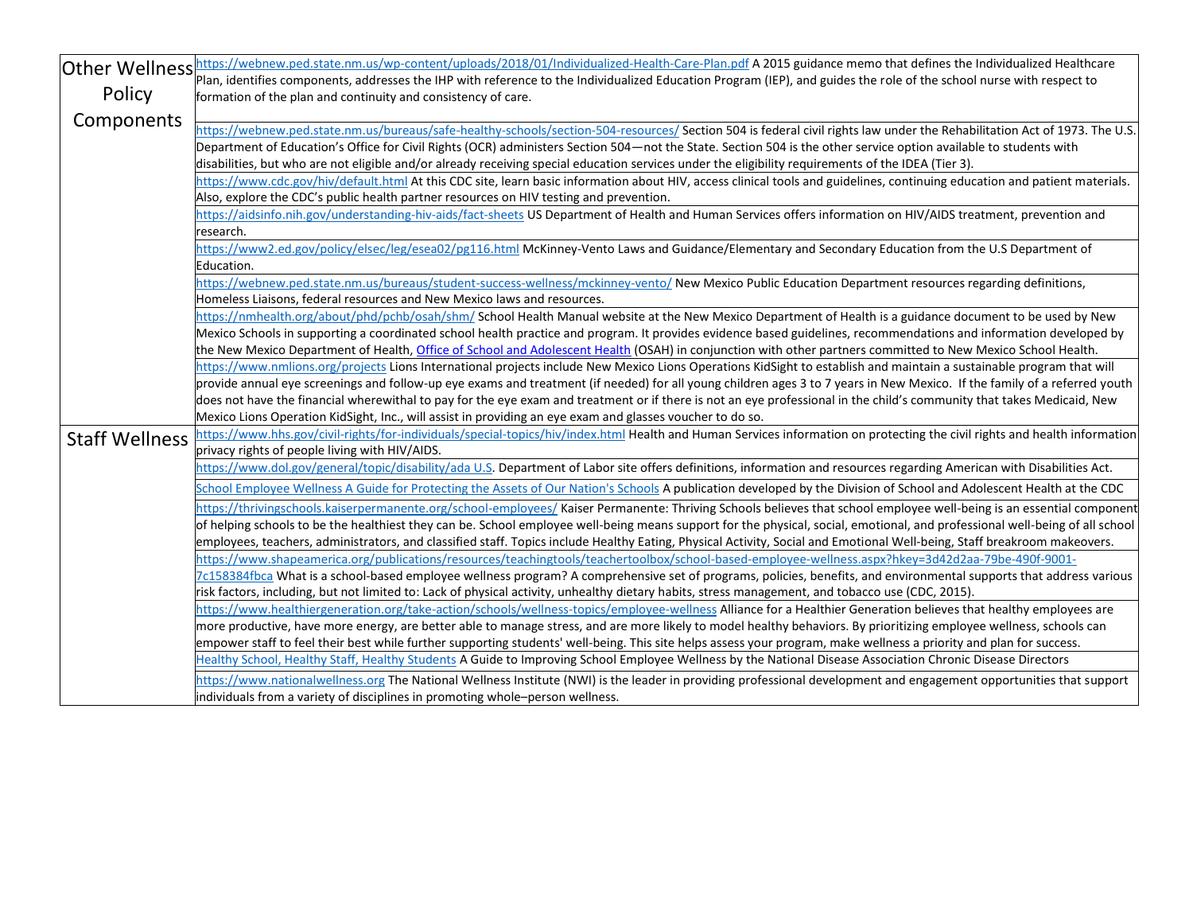| | |
|---|---|
| Other Wellness Policy Components | https://webnew.ped.state.nm.us/wp-content/uploads/2018/01/Individualized-Health-Care-Plan.pdf A 2015 guidance memo that defines the Individualized Healthcare Plan, identifies components, addresses the IHP with reference to the Individualized Education Program (IEP), and guides the role of the school nurse with respect to formation of the plan and continuity and consistency of care. |
| | https://webnew.ped.state.nm.us/bureaus/safe-healthy-schools/section-504-resources/ Section 504 is federal civil rights law under the Rehabilitation Act of 1973. The U.S. Department of Education's Office for Civil Rights (OCR) administers Section 504—not the State. Section 504 is the other service option available to students with disabilities, but who are not eligible and/or already receiving special education services under the eligibility requirements of the IDEA (Tier 3). |
| | https://www.cdc.gov/hiv/default.html At this CDC site, learn basic information about HIV, access clinical tools and guidelines, continuing education and patient materials. Also, explore the CDC's public health partner resources on HIV testing and prevention. |
| | https://aidsinfo.nih.gov/understanding-hiv-aids/fact-sheets US Department of Health and Human Services offers information on HIV/AIDS treatment, prevention and research. |
| | https://www2.ed.gov/policy/elsec/leg/esea02/pg116.html McKinney-Vento Laws and Guidance/Elementary and Secondary Education from the U.S Department of Education. |
| | https://webnew.ped.state.nm.us/bureaus/student-success-wellness/mckinney-vento/ New Mexico Public Education Department resources regarding definitions, Homeless Liaisons, federal resources and New Mexico laws and resources. |
| | https://nmhealth.org/about/phd/pchb/osah/shm/ School Health Manual website at the New Mexico Department of Health is a guidance document to be used by New Mexico Schools in supporting a coordinated school health practice and program. It provides evidence based guidelines, recommendations and information developed by the New Mexico Department of Health, Office of School and Adolescent Health (OSAH) in conjunction with other partners committed to New Mexico School Health. |
| | https://www.nmlions.org/projects Lions International projects include New Mexico Lions Operations KidSight to establish and maintain a sustainable program that will provide annual eye screenings and follow-up eye exams and treatment (if needed) for all young children ages 3 to 7 years in New Mexico. If the family of a referred youth does not have the financial wherewithal to pay for the eye exam and treatment or if there is not an eye professional in the child's community that takes Medicaid, New Mexico Lions Operation KidSight, Inc., will assist in providing an eye exam and glasses voucher to do so. |
| Staff Wellness | https://www.hhs.gov/civil-rights/for-individuals/special-topics/hiv/index.html Health and Human Services information on protecting the civil rights and health information privacy rights of people living with HIV/AIDS. |
| | https://www.dol.gov/general/topic/disability/ada U.S. Department of Labor site offers definitions, information and resources regarding American with Disabilities Act. |
| | School Employee Wellness A Guide for Protecting the Assets of Our Nation's Schools A publication developed by the Division of School and Adolescent Health at the CDC |
| | https://thrivingschools.kaiserpermanente.org/school-employees/ Kaiser Permanente: Thriving Schools believes that school employee well-being is an essential component of helping schools to be the healthiest they can be. School employee well-being means support for the physical, social, emotional, and professional well-being of all school employees, teachers, administrators, and classified staff. Topics include Healthy Eating, Physical Activity, Social and Emotional Well-being, Staff breakroom makeovers. |
| | https://www.shapeamerica.org/publications/resources/teachingtools/teachertoolbox/school-based-employee-wellness.aspx?hkey=3d42d2aa-79be-490f-9001-7c158384fbca What is a school-based employee wellness program? A comprehensive set of programs, policies, benefits, and environmental supports that address various risk factors, including, but not limited to: Lack of physical activity, unhealthy dietary habits, stress management, and tobacco use (CDC, 2015). |
| | https://www.healthiergeneration.org/take-action/schools/wellness-topics/employee-wellness Alliance for a Healthier Generation believes that healthy employees are more productive, have more energy, are better able to manage stress, and are more likely to model healthy behaviors. By prioritizing employee wellness, schools can empower staff to feel their best while further supporting students' well-being. This site helps assess your program, make wellness a priority and plan for success. |
| | Healthy School, Healthy Staff, Healthy Students A Guide to Improving School Employee Wellness by the National Disease Association Chronic Disease Directors |
| | https://www.nationalwellness.org The National Wellness Institute (NWI) is the leader in providing professional development and engagement opportunities that support individuals from a variety of disciplines in promoting whole–person wellness. |